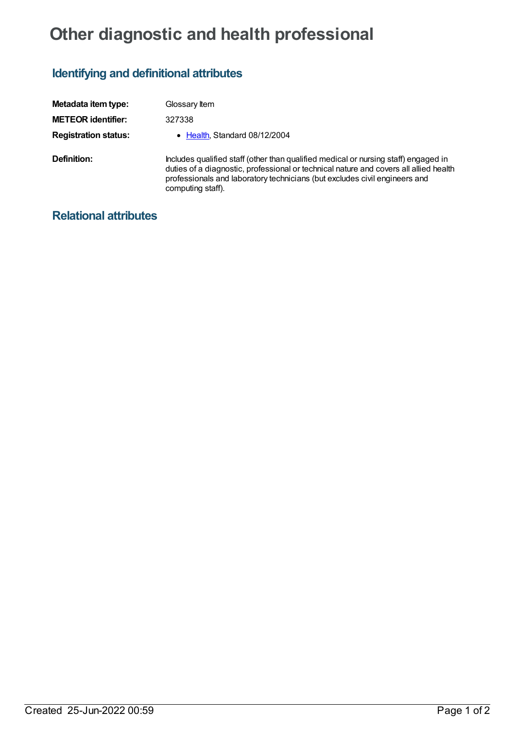# Other diagnostic and health professional

## Identifying and definitional attributes

| | |
|---|---|
| **Metadata item type:** | Glossary Item |
| **METEOR identifier:** | 327338 |
| **Registration status:** | • Health, Standard 08/12/2004 |
| **Definition:** | Includes qualified staff (other than qualified medical or nursing staff) engaged in duties of a diagnostic, professional or technical nature and covers all allied health professionals and laboratory technicians (but excludes civil engineers and computing staff). |

## Relational attributes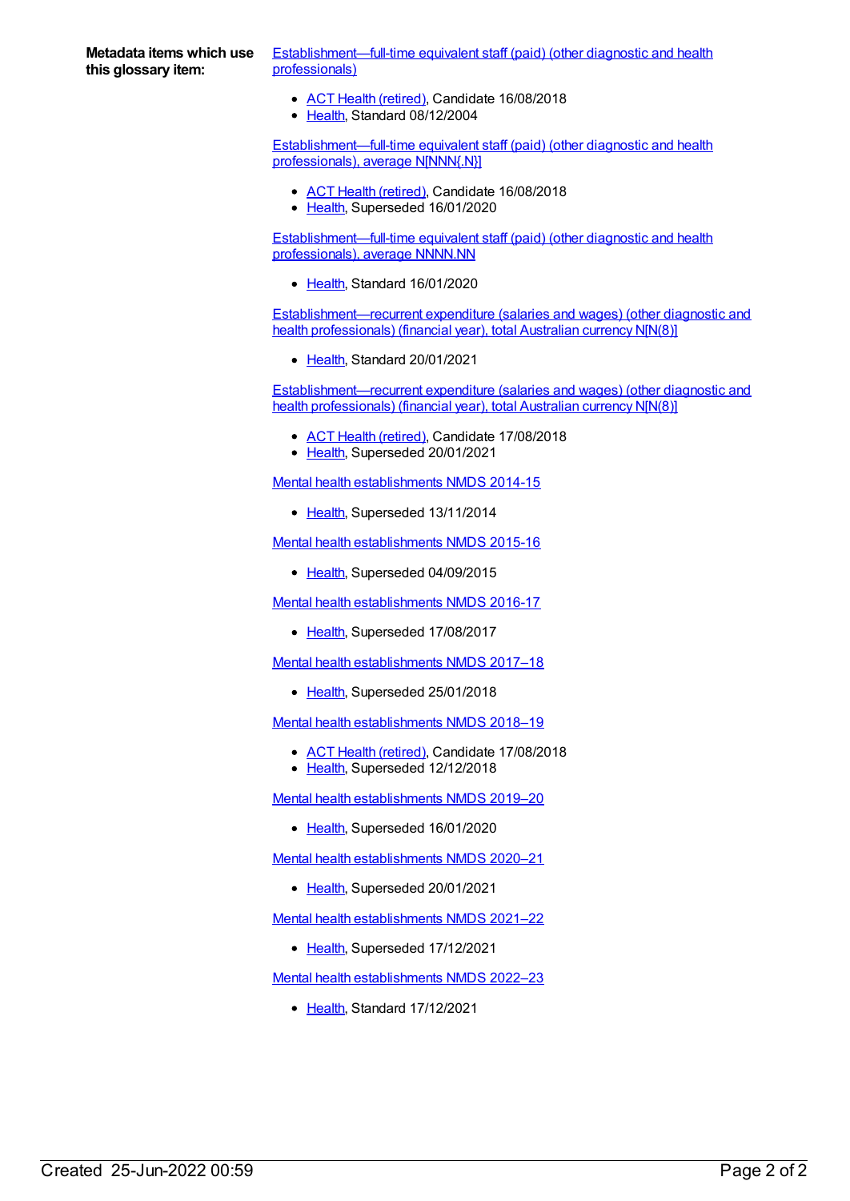**Metadata items which use this glossary item:**

Establishment—full-time equivalent staff (paid) (other diagnostic and health professionals)

- ACT Health (retired), Candidate 16/08/2018
- Health, Standard 08/12/2004

Establishment—full-time equivalent staff (paid) (other diagnostic and health professionals), average N[NNN{.N}]

- ACT Health (retired), Candidate 16/08/2018
- Health, Superseded 16/01/2020

Establishment—full-time equivalent staff (paid) (other diagnostic and health professionals), average NNNN.NN

- Health, Standard 16/01/2020

Establishment—recurrent expenditure (salaries and wages) (other diagnostic and health professionals) (financial year), total Australian currency N[N(8)]

- Health, Standard 20/01/2021

Establishment—recurrent expenditure (salaries and wages) (other diagnostic and health professionals) (financial year), total Australian currency N[N(8)]

- ACT Health (retired), Candidate 17/08/2018
- Health, Superseded 20/01/2021

Mental health establishments NMDS 2014-15

- Health, Superseded 13/11/2014

Mental health establishments NMDS 2015-16

- Health, Superseded 04/09/2015

Mental health establishments NMDS 2016-17

- Health, Superseded 17/08/2017

Mental health establishments NMDS 2017–18

- Health, Superseded 25/01/2018

Mental health establishments NMDS 2018–19

- ACT Health (retired), Candidate 17/08/2018
- Health, Superseded 12/12/2018

Mental health establishments NMDS 2019–20

- Health, Superseded 16/01/2020

Mental health establishments NMDS 2020–21

- Health, Superseded 20/01/2021

Mental health establishments NMDS 2021–22

- Health, Superseded 17/12/2021

Mental health establishments NMDS 2022–23

- Health, Standard 17/12/2021